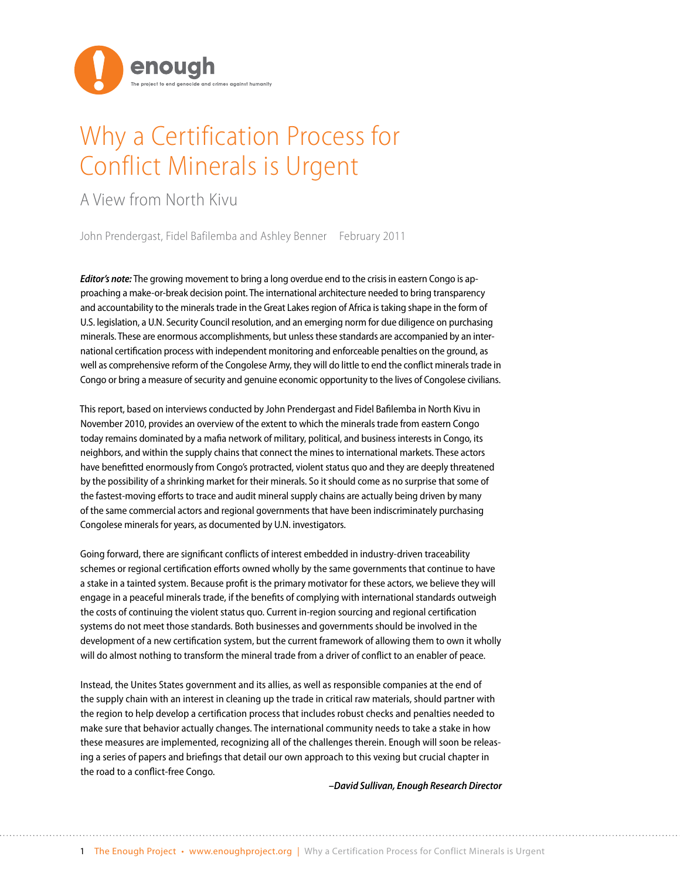# Why a Certification Process for Conflict Minerals is Urgent

## A View from North Kivu

John Prendergast, Fidel Bafilemba and Ashley Benner February 2011

***Editor's note:*** The growing movement to bring a long overdue end to the crisis in eastern Congo is approaching a make-or-break decision point. The international architecture needed to bring transparency and accountability to the minerals trade in the Great Lakes region of Africa is taking shape in the form of U.S. legislation, a U.N. Security Council resolution, and an emerging norm for due diligence on purchasing minerals. These are enormous accomplishments, but unless these standards are accompanied by an international certification process with independent monitoring and enforceable penalties on the ground, as well as comprehensive reform of the Congolese Army, they will do little to end the conflict minerals trade in Congo or bring a measure of security and genuine economic opportunity to the lives of Congolese civilians.

This report, based on interviews conducted by John Prendergast and Fidel Bafilemba in North Kivu in November 2010, provides an overview of the extent to which the minerals trade from eastern Congo today remains dominated by a mafia network of military, political, and business interests in Congo, its neighbors, and within the supply chains that connect the mines to international markets. These actors have benefitted enormously from Congo's protracted, violent status quo and they are deeply threatened by the possibility of a shrinking market for their minerals. So it should come as no surprise that some of the fastest-moving efforts to trace and audit mineral supply chains are actually being driven by many of the same commercial actors and regional governments that have been indiscriminately purchasing Congolese minerals for years, as documented by U.N. investigators.

Going forward, there are significant conflicts of interest embedded in industry-driven traceability schemes or regional certification efforts owned wholly by the same governments that continue to have a stake in a tainted system. Because profit is the primary motivator for these actors, we believe they will engage in a peaceful minerals trade, if the benefits of complying with international standards outweigh the costs of continuing the violent status quo. Current in-region sourcing and regional certification systems do not meet those standards. Both businesses and governments should be involved in the development of a new certification system, but the current framework of allowing them to own it wholly will do almost nothing to transform the mineral trade from a driver of conflict to an enabler of peace.

Instead, the Unites States government and its allies, as well as responsible companies at the end of the supply chain with an interest in cleaning up the trade in critical raw materials, should partner with the region to help develop a certification process that includes robust checks and penalties needed to make sure that behavior actually changes. The international community needs to take a stake in how these measures are implemented, recognizing all of the challenges therein. Enough will soon be releasing a series of papers and briefings that detail our own approach to this vexing but crucial chapter in the road to a conflict-free Congo.

***–David Sullivan, Enough Research Director***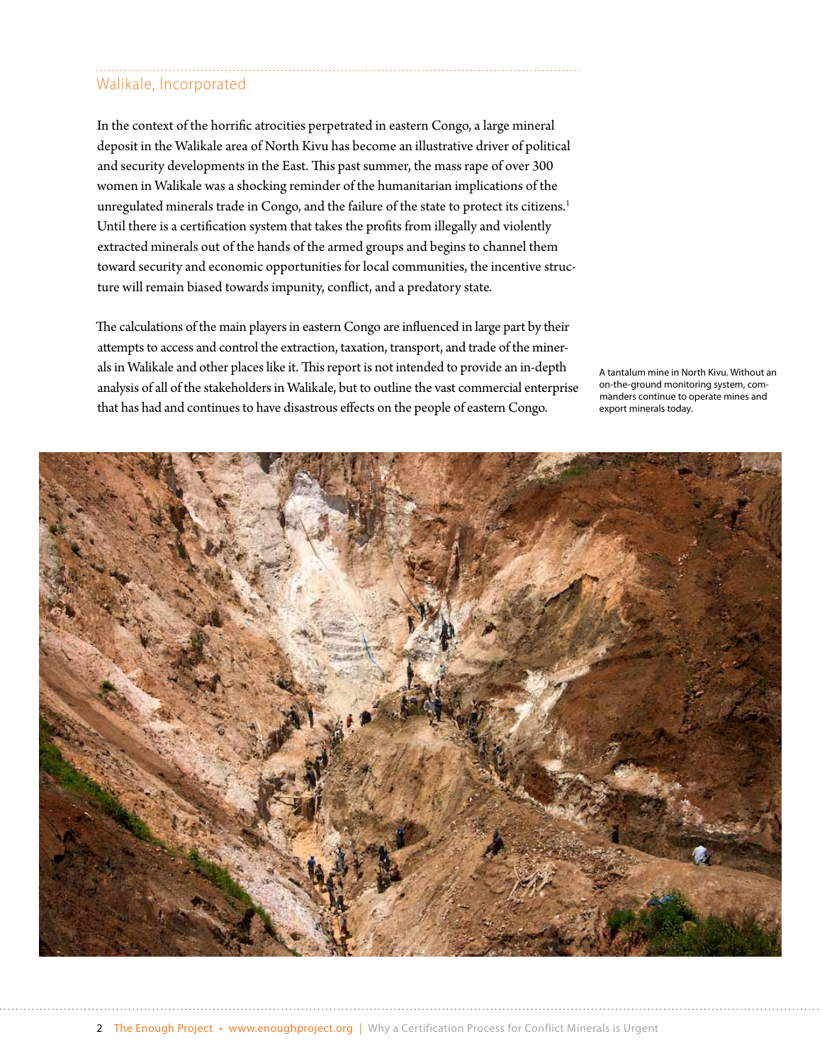## Walikale, Incorporated

In the context of the horrific atrocities perpetrated in eastern Congo, a large mineral deposit in the Walikale area of North Kivu has become an illustrative driver of political and security developments in the East. This past summer, the mass rape of over 300 women in Walikale was a shocking reminder of the humanitarian implications of the unregulated minerals trade in Congo, and the failure of the state to protect its citizens.[1] Until there is a certification system that takes the profits from illegally and violently extracted minerals out of the hands of the armed groups and begins to channel them toward security and economic opportunities for local communities, the incentive structure will remain biased towards impunity, conflict, and a predatory state.

The calculations of the main players in eastern Congo are influenced in large part by their attempts to access and control the extraction, taxation, transport, and trade of the minerals in Walikale and other places like it. This report is not intended to provide an in-depth analysis of all of the stakeholders in Walikale, but to outline the vast commercial enterprise that has had and continues to have disastrous effects on the people of eastern Congo.

A tantalum mine in North Kivu. Without an on-the-ground monitoring system, commanders continue to operate mines and export minerals today.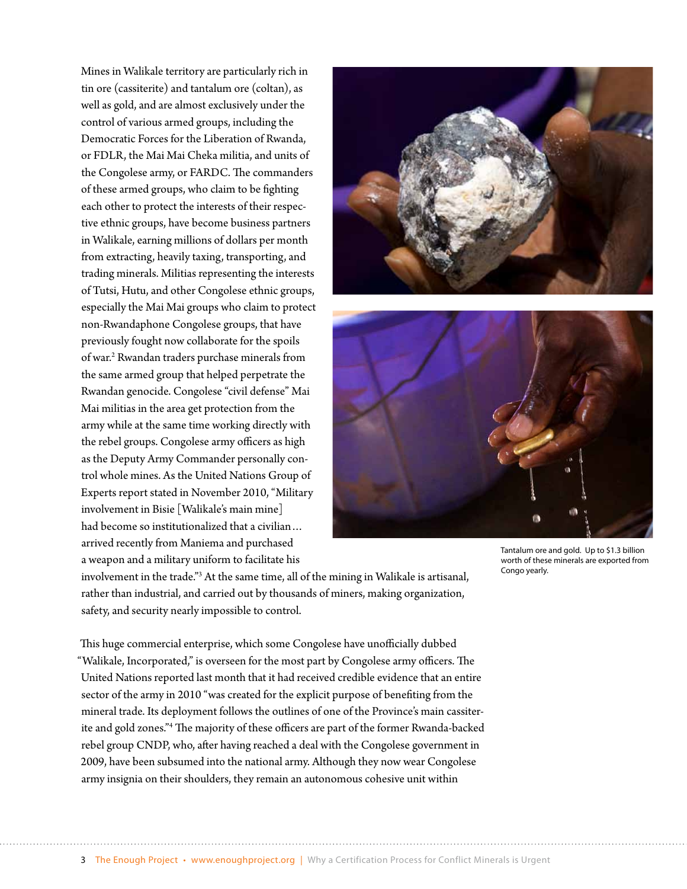Mines in Walikale territory are particularly rich in tin ore (cassiterite) and tantalum ore (coltan), as well as gold, and are almost exclusively under the control of various armed groups, including the Democratic Forces for the Liberation of Rwanda, or FDLR, the Mai Mai Cheka militia, and units of the Congolese army, or FARDC. The commanders of these armed groups, who claim to be fighting each other to protect the interests of their respective ethnic groups, have become business partners in Walikale, earning millions of dollars per month from extracting, heavily taxing, transporting, and trading minerals. Militias representing the interests of Tutsi, Hutu, and other Congolese ethnic groups, especially the Mai Mai groups who claim to protect non-Rwandaphone Congolese groups, that have previously fought now collaborate for the spoils of war.[2] Rwandan traders purchase minerals from the same armed group that helped perpetrate the Rwandan genocide. Congolese "civil defense" Mai Mai militias in the area get protection from the army while at the same time working directly with the rebel groups. Congolese army officers as high as the Deputy Army Commander personally control whole mines. As the United Nations Group of Experts report stated in November 2010, "Military involvement in Bisie [Walikale's main mine] had become so institutionalized that a civilian… arrived recently from Maniema and purchased a weapon and a military uniform to facilitate his involvement in the trade."[3] At the same time, all of the mining in Walikale is artisanal, rather than industrial, and carried out by thousands of miners, making organization, safety, and security nearly impossible to control.

Tantalum ore and gold. Up to $1.3 billion worth of these minerals are exported from Congo yearly.

This huge commercial enterprise, which some Congolese have unofficially dubbed "Walikale, Incorporated," is overseen for the most part by Congolese army officers. The United Nations reported last month that it had received credible evidence that an entire sector of the army in 2010 "was created for the explicit purpose of benefiting from the mineral trade. Its deployment follows the outlines of one of the Province's main cassiterite and gold zones."[4] The majority of these officers are part of the former Rwanda-backed rebel group CNDP, who, after having reached a deal with the Congolese government in 2009, have been subsumed into the national army. Although they now wear Congolese army insignia on their shoulders, they remain an autonomous cohesive unit within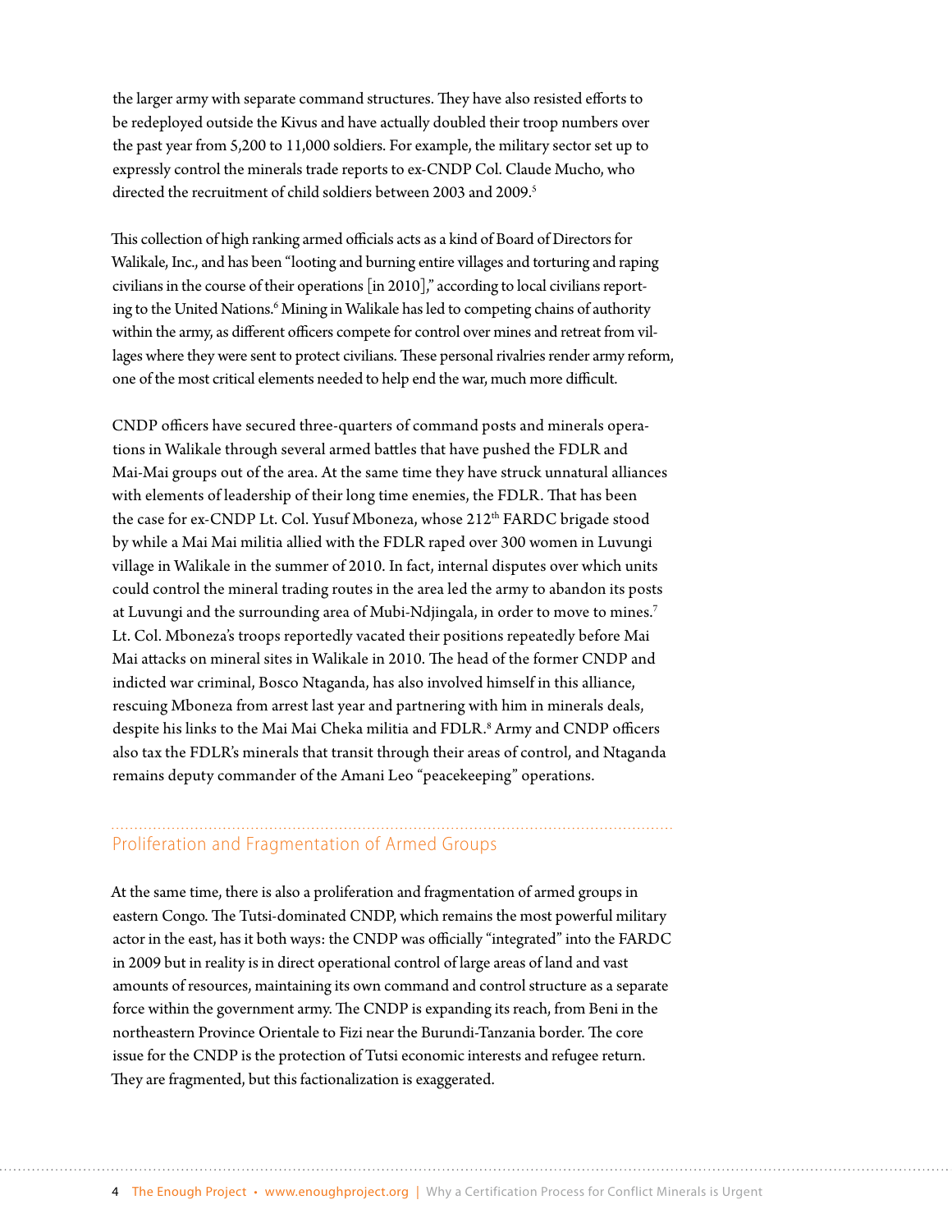the larger army with separate command structures. They have also resisted efforts to be redeployed outside the Kivus and have actually doubled their troop numbers over the past year from 5,200 to 11,000 soldiers. For example, the military sector set up to expressly control the minerals trade reports to ex-CNDP Col. Claude Mucho, who directed the recruitment of child soldiers between 2003 and 2009.[5]

This collection of high ranking armed officials acts as a kind of Board of Directors for Walikale, Inc., and has been "looting and burning entire villages and torturing and raping civilians in the course of their operations [in 2010]," according to local civilians reporting to the United Nations.[6] Mining in Walikale has led to competing chains of authority within the army, as different officers compete for control over mines and retreat from villages where they were sent to protect civilians. These personal rivalries render army reform, one of the most critical elements needed to help end the war, much more difficult.

CNDP officers have secured three-quarters of command posts and minerals operations in Walikale through several armed battles that have pushed the FDLR and Mai-Mai groups out of the area. At the same time they have struck unnatural alliances with elements of leadership of their long time enemies, the FDLR. That has been the case for ex-CNDP Lt. Col. Yusuf Mboneza, whose 212th FARDC brigade stood by while a Mai Mai militia allied with the FDLR raped over 300 women in Luvungi village in Walikale in the summer of 2010. In fact, internal disputes over which units could control the mineral trading routes in the area led the army to abandon its posts at Luvungi and the surrounding area of Mubi-Ndjingala, in order to move to mines.[7] Lt. Col. Mboneza's troops reportedly vacated their positions repeatedly before Mai Mai attacks on mineral sites in Walikale in 2010. The head of the former CNDP and indicted war criminal, Bosco Ntaganda, has also involved himself in this alliance, rescuing Mboneza from arrest last year and partnering with him in minerals deals, despite his links to the Mai Mai Cheka militia and FDLR.[8] Army and CNDP officers also tax the FDLR's minerals that transit through their areas of control, and Ntaganda remains deputy commander of the Amani Leo "peacekeeping" operations.

## Proliferation and Fragmentation of Armed Groups

At the same time, there is also a proliferation and fragmentation of armed groups in eastern Congo. The Tutsi-dominated CNDP, which remains the most powerful military actor in the east, has it both ways: the CNDP was officially "integrated" into the FARDC in 2009 but in reality is in direct operational control of large areas of land and vast amounts of resources, maintaining its own command and control structure as a separate force within the government army. The CNDP is expanding its reach, from Beni in the northeastern Province Orientale to Fizi near the Burundi-Tanzania border. The core issue for the CNDP is the protection of Tutsi economic interests and refugee return. They are fragmented, but this factionalization is exaggerated.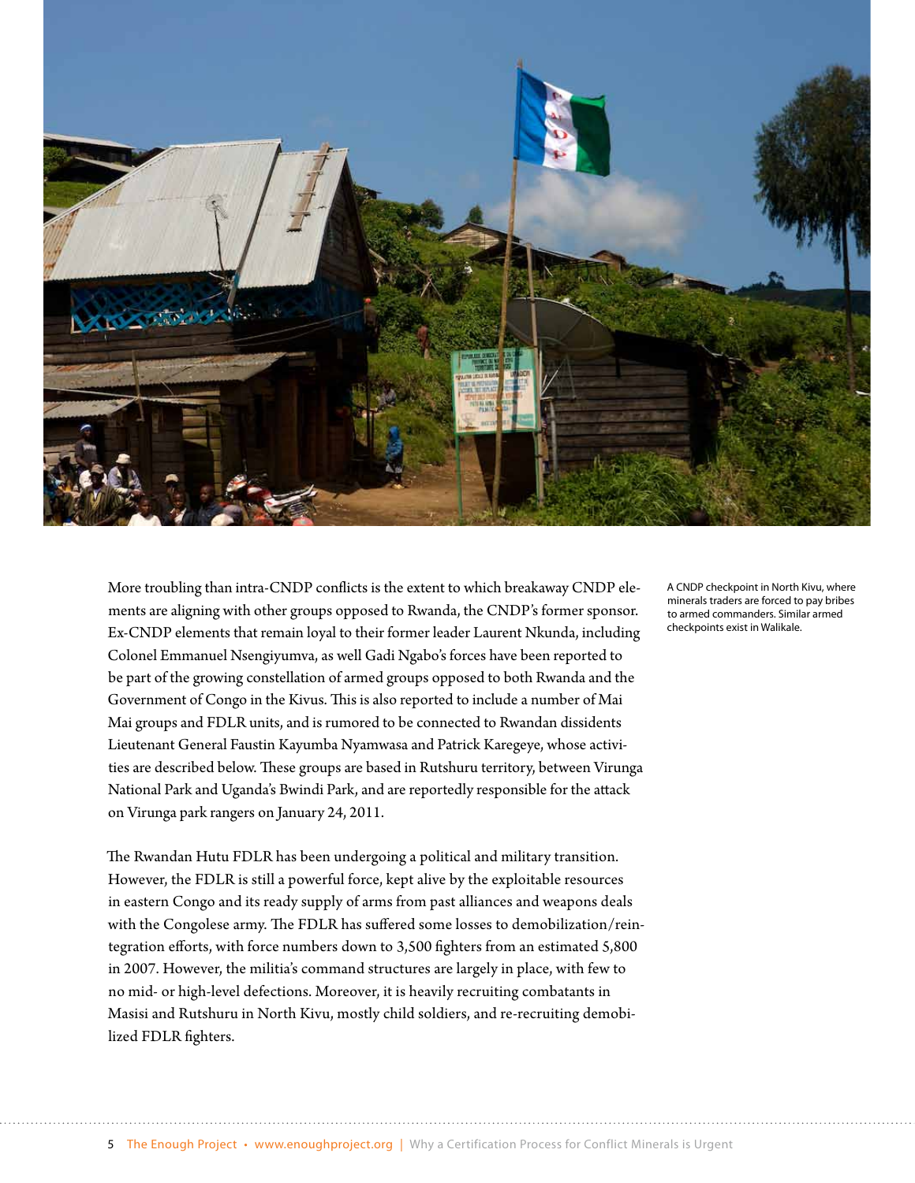More troubling than intra-CNDP conflicts is the extent to which breakaway CNDP elements are aligning with other groups opposed to Rwanda, the CNDP's former sponsor. Ex-CNDP elements that remain loyal to their former leader Laurent Nkunda, including Colonel Emmanuel Nsengiyumva, as well Gadi Ngabo's forces have been reported to be part of the growing constellation of armed groups opposed to both Rwanda and the Government of Congo in the Kivus. This is also reported to include a number of Mai Mai groups and FDLR units, and is rumored to be connected to Rwandan dissidents Lieutenant General Faustin Kayumba Nyamwasa and Patrick Karegeye, whose activities are described below. These groups are based in Rutshuru territory, between Virunga National Park and Uganda's Bwindi Park, and are reportedly responsible for the attack on Virunga park rangers on January 24, 2011.

A CNDP checkpoint in North Kivu, where minerals traders are forced to pay bribes to armed commanders. Similar armed checkpoints exist in Walikale.

The Rwandan Hutu FDLR has been undergoing a political and military transition. However, the FDLR is still a powerful force, kept alive by the exploitable resources in eastern Congo and its ready supply of arms from past alliances and weapons deals with the Congolese army. The FDLR has suffered some losses to demobilization/reintegration efforts, with force numbers down to 3,500 fighters from an estimated 5,800 in 2007. However, the militia's command structures are largely in place, with few to no mid- or high-level defections. Moreover, it is heavily recruiting combatants in Masisi and Rutshuru in North Kivu, mostly child soldiers, and re-recruiting demobilized FDLR fighters.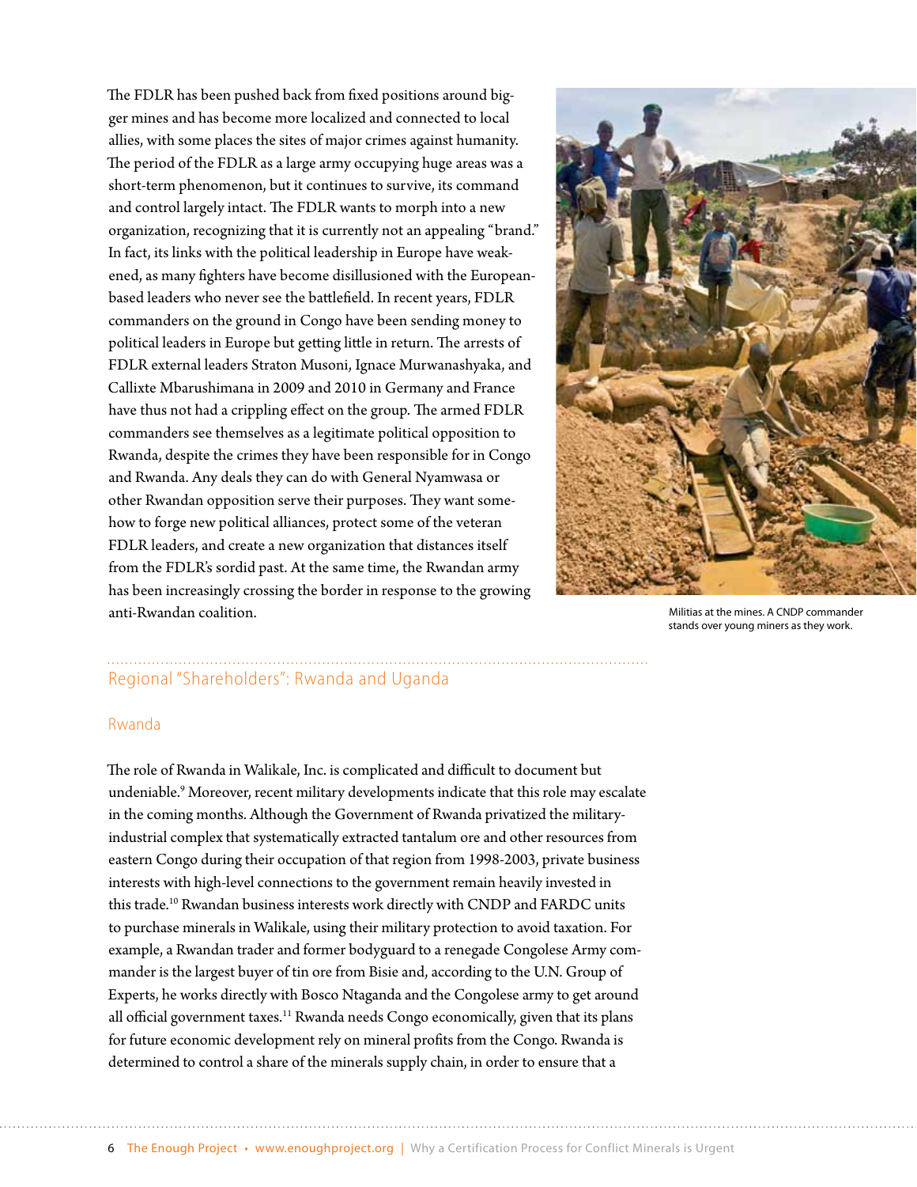The FDLR has been pushed back from fixed positions around bigger mines and has become more localized and connected to local allies, with some places the sites of major crimes against humanity. The period of the FDLR as a large army occupying huge areas was a short-term phenomenon, but it continues to survive, its command and control largely intact. The FDLR wants to morph into a new organization, recognizing that it is currently not an appealing "brand." In fact, its links with the political leadership in Europe have weakened, as many fighters have become disillusioned with the European-based leaders who never see the battlefield. In recent years, FDLR commanders on the ground in Congo have been sending money to political leaders in Europe but getting little in return. The arrests of FDLR external leaders Straton Musoni, Ignace Murwanashyaka, and Callixte Mbarushimana in 2009 and 2010 in Germany and France have thus not had a crippling effect on the group. The armed FDLR commanders see themselves as a legitimate political opposition to Rwanda, despite the crimes they have been responsible for in Congo and Rwanda. Any deals they can do with General Nyamwasa or other Rwandan opposition serve their purposes. They want somehow to forge new political alliances, protect some of the veteran FDLR leaders, and create a new organization that distances itself from the FDLR's sordid past. At the same time, the Rwandan army has been increasingly crossing the border in response to the growing anti-Rwandan coalition.

Militias at the mines. A CNDP commander stands over young miners as they work.

## Regional "Shareholders": Rwanda and Uganda

### Rwanda

The role of Rwanda in Walikale, Inc. is complicated and difficult to document but undeniable.[9] Moreover, recent military developments indicate that this role may escalate in the coming months. Although the Government of Rwanda privatized the military-industrial complex that systematically extracted tantalum ore and other resources from eastern Congo during their occupation of that region from 1998-2003, private business interests with high-level connections to the government remain heavily invested in this trade.[10] Rwandan business interests work directly with CNDP and FARDC units to purchase minerals in Walikale, using their military protection to avoid taxation. For example, a Rwandan trader and former bodyguard to a renegade Congolese Army commander is the largest buyer of tin ore from Bisie and, according to the U.N. Group of Experts, he works directly with Bosco Ntaganda and the Congolese army to get around all official government taxes.[11] Rwanda needs Congo economically, given that its plans for future economic development rely on mineral profits from the Congo. Rwanda is determined to control a share of the minerals supply chain, in order to ensure that a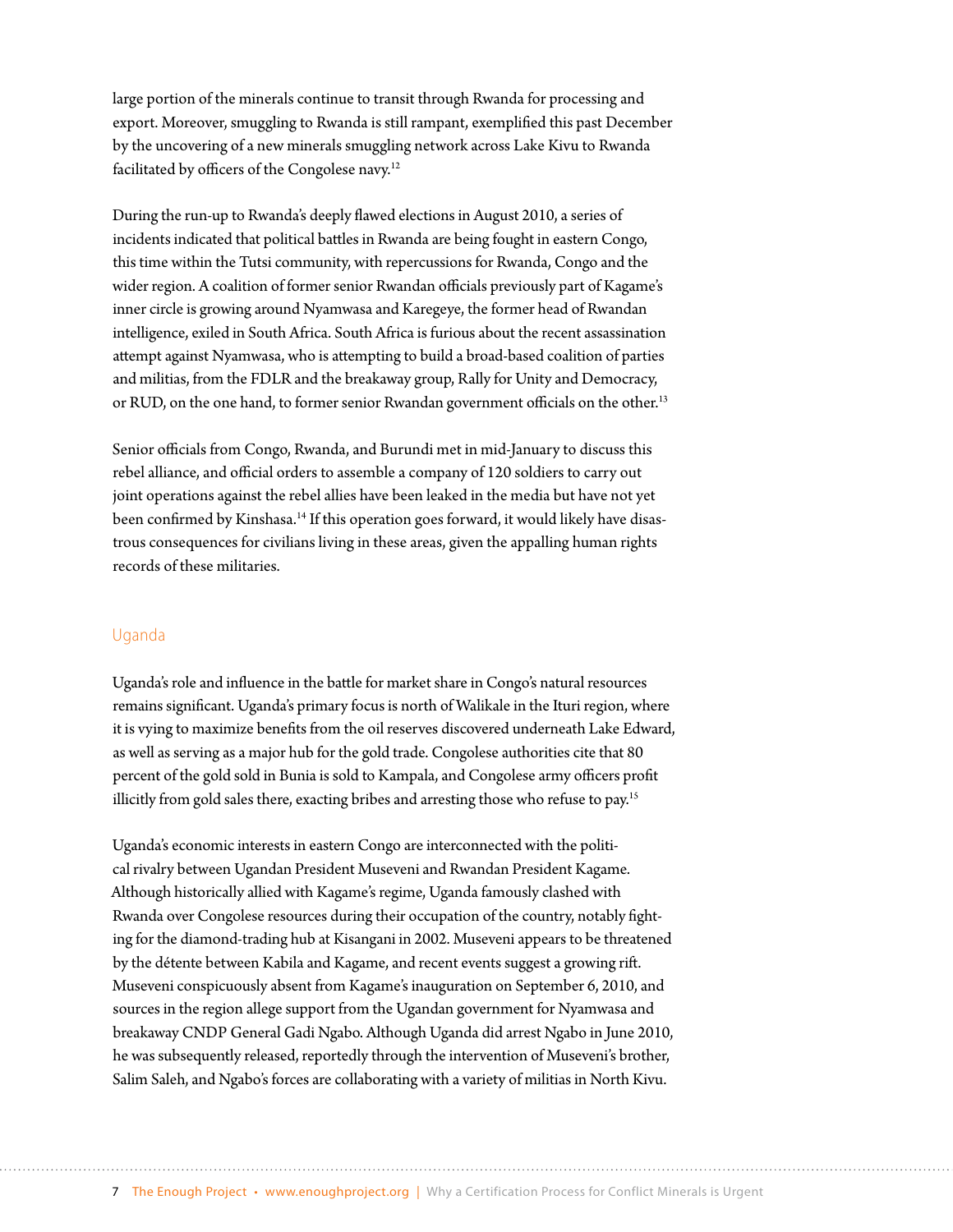large portion of the minerals continue to transit through Rwanda for processing and export. Moreover, smuggling to Rwanda is still rampant, exemplified this past December by the uncovering of a new minerals smuggling network across Lake Kivu to Rwanda facilitated by officers of the Congolese navy.[12]

During the run-up to Rwanda's deeply flawed elections in August 2010, a series of incidents indicated that political battles in Rwanda are being fought in eastern Congo, this time within the Tutsi community, with repercussions for Rwanda, Congo and the wider region. A coalition of former senior Rwandan officials previously part of Kagame's inner circle is growing around Nyamwasa and Karegeye, the former head of Rwandan intelligence, exiled in South Africa. South Africa is furious about the recent assassination attempt against Nyamwasa, who is attempting to build a broad-based coalition of parties and militias, from the FDLR and the breakaway group, Rally for Unity and Democracy, or RUD, on the one hand, to former senior Rwandan government officials on the other.[13]

Senior officials from Congo, Rwanda, and Burundi met in mid-January to discuss this rebel alliance, and official orders to assemble a company of 120 soldiers to carry out joint operations against the rebel allies have been leaked in the media but have not yet been confirmed by Kinshasa.[14] If this operation goes forward, it would likely have disastrous consequences for civilians living in these areas, given the appalling human rights records of these militaries.

## Uganda

Uganda's role and influence in the battle for market share in Congo's natural resources remains significant. Uganda's primary focus is north of Walikale in the Ituri region, where it is vying to maximize benefits from the oil reserves discovered underneath Lake Edward, as well as serving as a major hub for the gold trade. Congolese authorities cite that 80 percent of the gold sold in Bunia is sold to Kampala, and Congolese army officers profit illicitly from gold sales there, exacting bribes and arresting those who refuse to pay.[15]

Uganda's economic interests in eastern Congo are interconnected with the political rivalry between Ugandan President Museveni and Rwandan President Kagame. Although historically allied with Kagame's regime, Uganda famously clashed with Rwanda over Congolese resources during their occupation of the country, notably fighting for the diamond-trading hub at Kisangani in 2002. Museveni appears to be threatened by the détente between Kabila and Kagame, and recent events suggest a growing rift. Museveni conspicuously absent from Kagame's inauguration on September 6, 2010, and sources in the region allege support from the Ugandan government for Nyamwasa and breakaway CNDP General Gadi Ngabo. Although Uganda did arrest Ngabo in June 2010, he was subsequently released, reportedly through the intervention of Museveni's brother, Salim Saleh, and Ngabo's forces are collaborating with a variety of militias in North Kivu.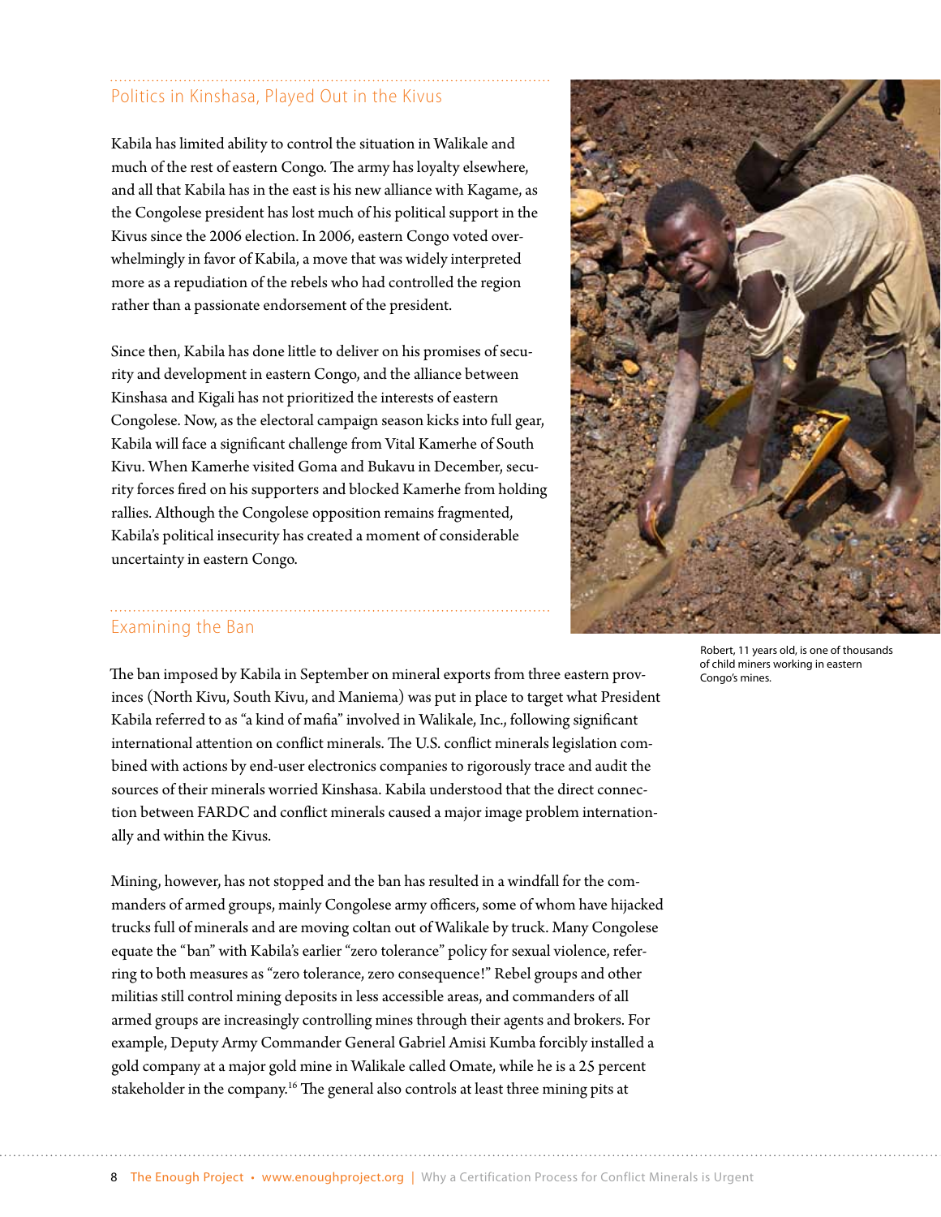## Politics in Kinshasa, Played Out in the Kivus

Kabila has limited ability to control the situation in Walikale and much of the rest of eastern Congo. The army has loyalty elsewhere, and all that Kabila has in the east is his new alliance with Kagame, as the Congolese president has lost much of his political support in the Kivus since the 2006 election. In 2006, eastern Congo voted overwhelmingly in favor of Kabila, a move that was widely interpreted more as a repudiation of the rebels who had controlled the region rather than a passionate endorsement of the president.

Since then, Kabila has done little to deliver on his promises of security and development in eastern Congo, and the alliance between Kinshasa and Kigali has not prioritized the interests of eastern Congolese. Now, as the electoral campaign season kicks into full gear, Kabila will face a significant challenge from Vital Kamerhe of South Kivu. When Kamerhe visited Goma and Bukavu in December, security forces fired on his supporters and blocked Kamerhe from holding rallies. Although the Congolese opposition remains fragmented, Kabila's political insecurity has created a moment of considerable uncertainty in eastern Congo.

Robert, 11 years old, is one of thousands of child miners working in eastern Congo's mines.

## Examining the Ban

The ban imposed by Kabila in September on mineral exports from three eastern provinces (North Kivu, South Kivu, and Maniema) was put in place to target what President Kabila referred to as "a kind of mafia" involved in Walikale, Inc., following significant international attention on conflict minerals. The U.S. conflict minerals legislation combined with actions by end-user electronics companies to rigorously trace and audit the sources of their minerals worried Kinshasa. Kabila understood that the direct connection between FARDC and conflict minerals caused a major image problem internationally and within the Kivus.

Mining, however, has not stopped and the ban has resulted in a windfall for the commanders of armed groups, mainly Congolese army officers, some of whom have hijacked trucks full of minerals and are moving coltan out of Walikale by truck. Many Congolese equate the "ban" with Kabila's earlier "zero tolerance" policy for sexual violence, referring to both measures as "zero tolerance, zero consequence!" Rebel groups and other militias still control mining deposits in less accessible areas, and commanders of all armed groups are increasingly controlling mines through their agents and brokers. For example, Deputy Army Commander General Gabriel Amisi Kumba forcibly installed a gold company at a major gold mine in Walikale called Omate, while he is a 25 percent stakeholder in the company.[16] The general also controls at least three mining pits at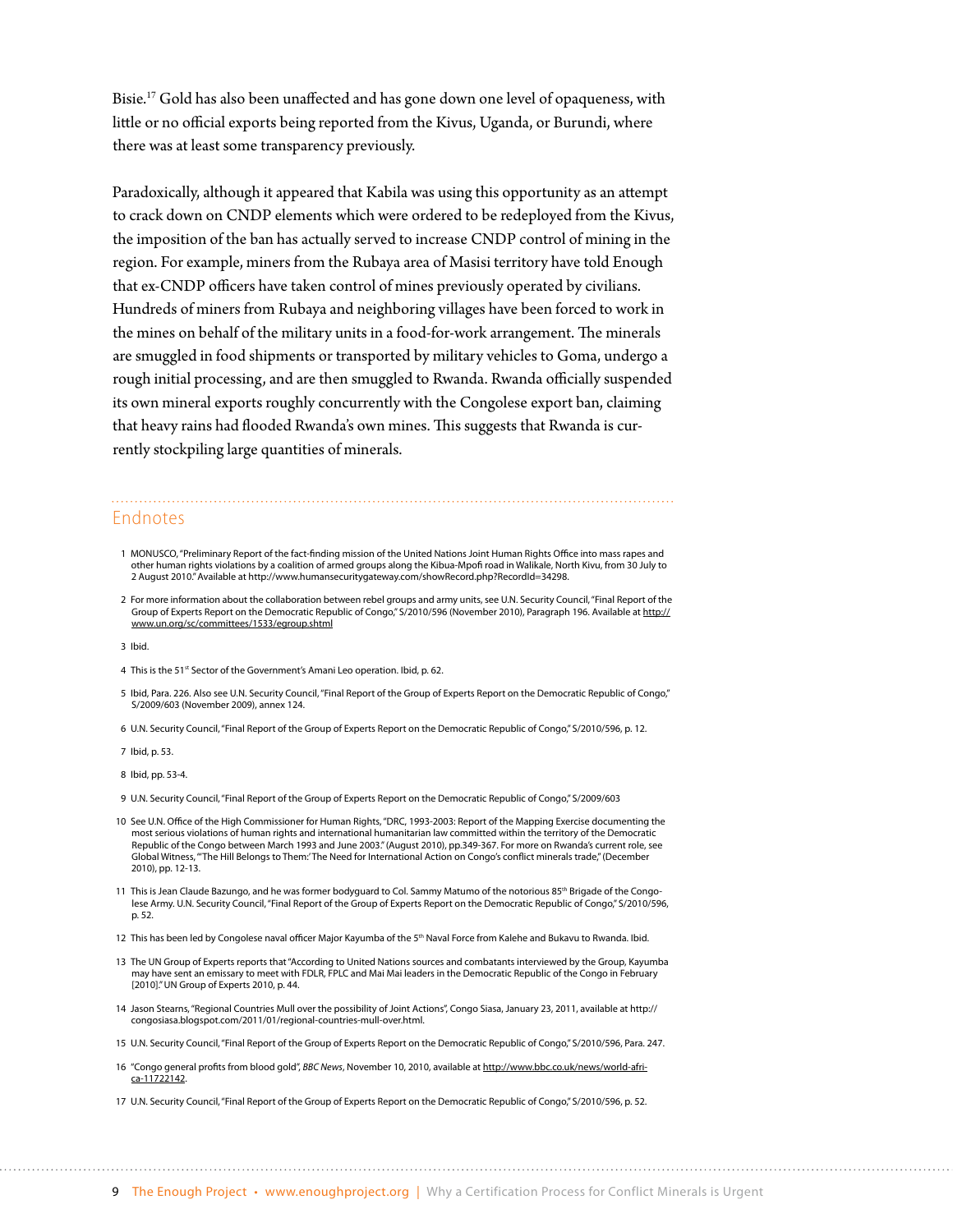Bisie.[17] Gold has also been unaffected and has gone down one level of opaqueness, with little or no official exports being reported from the Kivus, Uganda, or Burundi, where there was at least some transparency previously.

Paradoxically, although it appeared that Kabila was using this opportunity as an attempt to crack down on CNDP elements which were ordered to be redeployed from the Kivus, the imposition of the ban has actually served to increase CNDP control of mining in the region. For example, miners from the Rubaya area of Masisi territory have told Enough that ex-CNDP officers have taken control of mines previously operated by civilians. Hundreds of miners from Rubaya and neighboring villages have been forced to work in the mines on behalf of the military units in a food-for-work arrangement. The minerals are smuggled in food shipments or transported by military vehicles to Goma, undergo a rough initial processing, and are then smuggled to Rwanda. Rwanda officially suspended its own mineral exports roughly concurrently with the Congolese export ban, claiming that heavy rains had flooded Rwanda's own mines. This suggests that Rwanda is currently stockpiling large quantities of minerals.

## Endnotes

1 MONUSCO, "Preliminary Report of the fact-finding mission of the United Nations Joint Human Rights Office into mass rapes and other human rights violations by a coalition of armed groups along the Kibua-Mpofi road in Walikale, North Kivu, from 30 July to 2 August 2010." Available at http://www.humansecuritygateway.com/showRecord.php?RecordId=34298.

2 For more information about the collaboration between rebel groups and army units, see U.N. Security Council, "Final Report of the Group of Experts Report on the Democratic Republic of Congo," S/2010/596 (November 2010), Paragraph 196. Available at http://www.un.org/sc/committees/1533/egroup.shtml

3 Ibid.

4 This is the 51st Sector of the Government's Amani Leo operation. Ibid, p. 62.

5 Ibid, Para. 226. Also see U.N. Security Council, "Final Report of the Group of Experts Report on the Democratic Republic of Congo," S/2009/603 (November 2009), annex 124.

6 U.N. Security Council, "Final Report of the Group of Experts Report on the Democratic Republic of Congo," S/2010/596, p. 12.

7 Ibid, p. 53.

8 Ibid, pp. 53-4.

9 U.N. Security Council, "Final Report of the Group of Experts Report on the Democratic Republic of Congo," S/2009/603

10 See U.N. Office of the High Commissioner for Human Rights, "DRC, 1993-2003: Report of the Mapping Exercise documenting the most serious violations of human rights and international humanitarian law committed within the territory of the Democratic Republic of the Congo between March 1993 and June 2003." (August 2010), pp.349-367. For more on Rwanda's current role, see Global Witness, "'The Hill Belongs to Them:' The Need for International Action on Congo's conflict minerals trade," (December 2010), pp. 12-13.

11 This is Jean Claude Bazungo, and he was former bodyguard to Col. Sammy Matumo of the notorious 85th Brigade of the Congolese Army. U.N. Security Council, "Final Report of the Group of Experts Report on the Democratic Republic of Congo," S/2010/596, p. 52.

12 This has been led by Congolese naval officer Major Kayumba of the 5th Naval Force from Kalehe and Bukavu to Rwanda. Ibid.

13 The UN Group of Experts reports that "According to United Nations sources and combatants interviewed by the Group, Kayumba may have sent an emissary to meet with FDLR, FPLC and Mai Mai leaders in the Democratic Republic of the Congo in February [2010]." UN Group of Experts 2010, p. 44.

14 Jason Stearns, "Regional Countries Mull over the possibility of Joint Actions", Congo Siasa, January 23, 2011, available at http://congosiasa.blogspot.com/2011/01/regional-countries-mull-over.html.

15 U.N. Security Council, "Final Report of the Group of Experts Report on the Democratic Republic of Congo," S/2010/596, Para. 247.

16 "Congo general profits from blood gold", *BBC News*, November 10, 2010, available at http://www.bbc.co.uk/news/world-africa-11722142.

17 U.N. Security Council, "Final Report of the Group of Experts Report on the Democratic Republic of Congo," S/2010/596, p. 52.